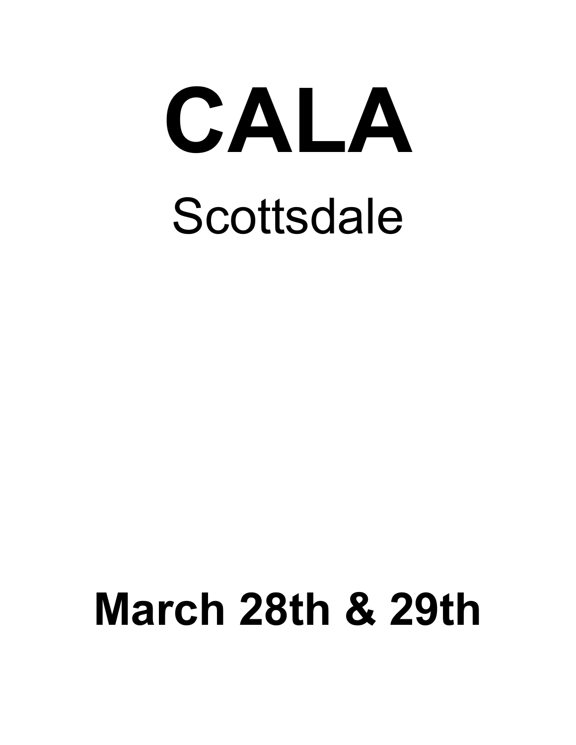# CALA

## Scottsdale

## March 28th & 29th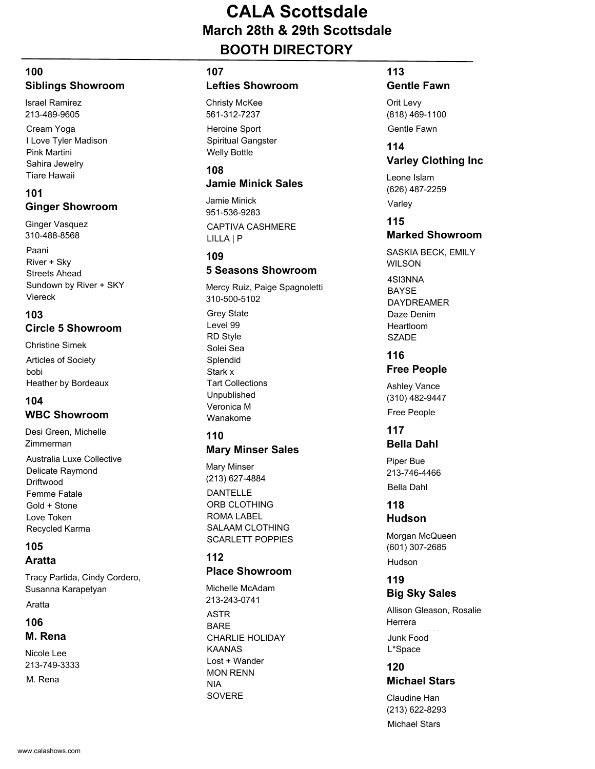# CALA Scottsdale

## March 28th & 29th Scottsdale

## BOOTH DIRECTORY

### 100
### Siblings Showroom

Israel Ramirez
213-489-9605

- Cream Yoga
- I Love Tyler Madison
- Pink Martini
- Sahira Jewelry
- Tiare Hawaii

### 101
### Ginger Showroom

Ginger Vasquez
310-488-8568

- Paani
- River + Sky
- Streets Ahead
- Sundown by River + SKY
- Viereck

### 103
### Circle 5 Showroom

Christine Simek

- Articles of Society
- bobi
- Heather by Bordeaux

### 104
### WBC Showroom

Desi Green, Michelle Zimmerman

- Australia Luxe Collective
- Delicate Raymond
- Driftwood
- Femme Fatale
- Gold + Stone
- Love Token
- Recycled Karma

### 105
### Aratta

Tracy Partida, Cindy Cordero, Susanna Karapetyan

- Aratta

### 106
### M. Rena

Nicole Lee
213-749-3333

- M. Rena

### 107
### Lefties Showroom

Christy McKee
561-312-7237

- Heroine Sport
- Spiritual Gangster
- Welly Bottle

### 108
### Jamie Minick Sales

Jamie Minick
951-536-9283

- CAPTIVA CASHMERE
- LILLA | P

### 109
### 5 Seasons Showroom

Mercy Ruiz, Paige Spagnoletti
310-500-5102

- Grey State
- Level 99
- RD Style
- Solei Sea
- Splendid
- Stark x
- Tart Collections
- Unpublished
- Veronica M
- Wanakome

### 110
### Mary Minser Sales

Mary Minser
(213) 627-4884

- DANTELLE
- ORB CLOTHING
- ROMA LABEL
- SALAAM CLOTHING
- SCARLETT POPPIES

### 112
### Place Showroom

Michelle McAdam
213-243-0741

- ASTR
- BARE
- CHARLIE HOLIDAY
- KAANAS
- Lost + Wander
- MON RENN
- NIA
- SOVERE

### 113
### Gentle Fawn

Orit Levy
(818) 469-1100

- Gentle Fawn

### 114
### Varley Clothing Inc

Leone Islam
(626) 487-2259

- Varley

### 115
### Marked Showroom

SASKIA BECK, EMILY WILSON

- 4SI3NNA
- BAYSE
- DAYDREAMER
- Daze Denim
- Heartloom
- SZADE

### 116
### Free People

Ashley Vance
(310) 482-9447

- Free People

### 117
### Bella Dahl

Piper Bue
213-746-4466

- Bella Dahl

### 118
### Hudson

Morgan McQueen
(601) 307-2685

- Hudson

### 119
### Big Sky Sales

Allison Gleason, Rosalie Herrera

- Junk Food
- L*Space

### 120
### Michael Stars

Claudine Han
(213) 622-8293

- Michael Stars

www.calashows.com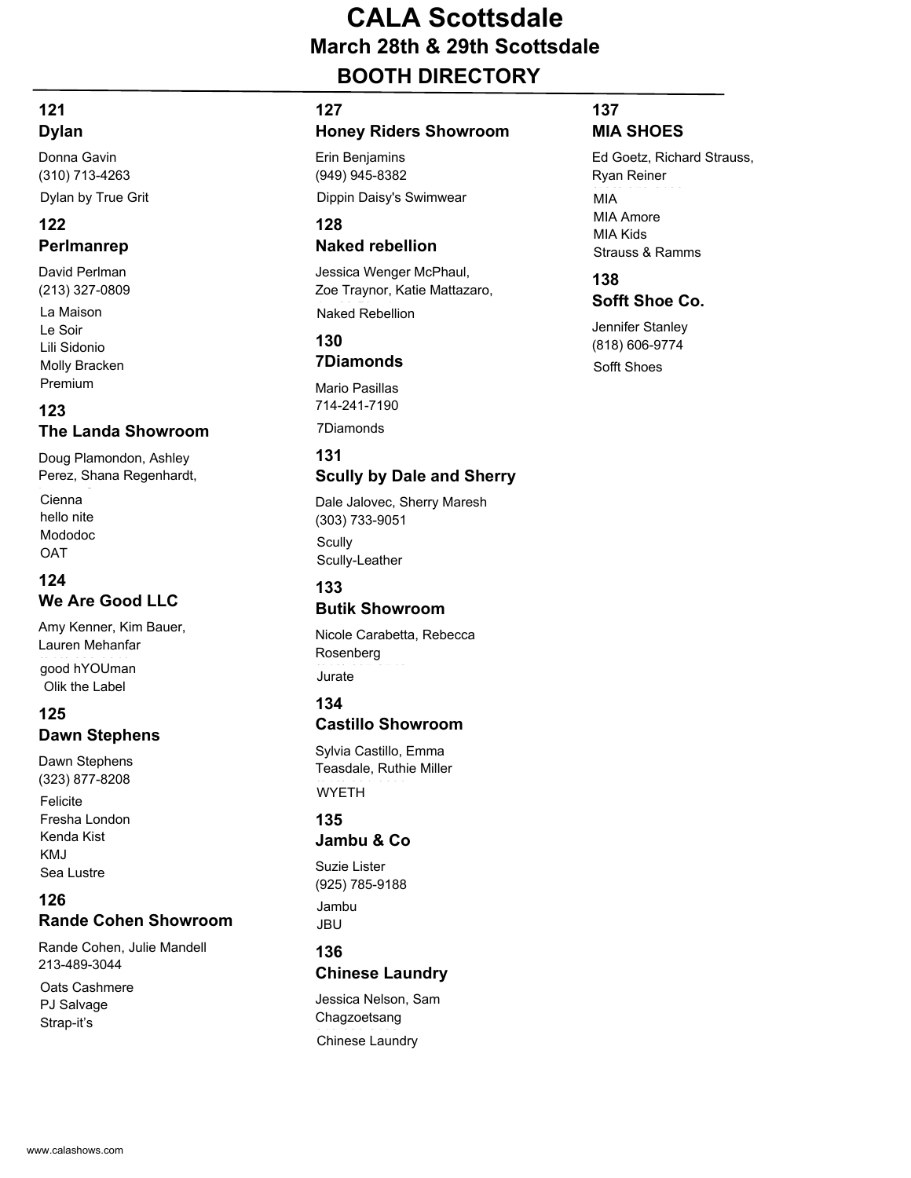# CALA Scottsdale

## March 28th & 29th Scottsdale

## BOOTH DIRECTORY

### 121
### Dylan

Donna Gavin
(310) 713-4263

Dylan by True Grit

### 122
### Perlmanrep

David Perlman
(213) 327-0809

La Maison
Le Soir
Lili Sidonio
Molly Bracken
Premium

### 123
### The Landa Showroom

Doug Plamondon, Ashley Perez, Shana Regenhardt,

Cienna
hello nite
Mododoc
OAT

### 124
### We Are Good LLC

Amy Kenner, Kim Bauer, Lauren Mehanfar

good hYOUman
Olik the Label

### 125
### Dawn Stephens

Dawn Stephens
(323) 877-8208

Felicite
Fresha London
Kenda Kist
KMJ
Sea Lustre

### 126
### Rande Cohen Showroom

Rande Cohen, Julie Mandell
213-489-3044

Oats Cashmere
PJ Salvage
Strap-it's

### 127
### Honey Riders Showroom

Erin Benjamins
(949) 945-8382

Dippin Daisy's Swimwear

### 128
### Naked rebellion

Jessica Wenger McPhaul, Zoe Traynor, Katie Mattazaro,

Naked Rebellion

### 130
### 7Diamonds

Mario Pasillas
714-241-7190

7Diamonds

### 131
### Scully by Dale and Sherry

Dale Jalovec, Sherry Maresh
(303) 733-9051

Scully
Scully-Leather

### 133
### Butik Showroom

Nicole Carabetta, Rebecca Rosenberg

Jurate

### 134
### Castillo Showroom

Sylvia Castillo, Emma Teasdale, Ruthie Miller

WYETH

### 135
### Jambu & Co

Suzie Lister
(925) 785-9188

Jambu
JBU

### 136
### Chinese Laundry

Jessica Nelson, Sam Chagzoetsang

Chinese Laundry

### 137
### MIA SHOES

Ed Goetz, Richard Strauss, Ryan Reiner

MIA
MIA Amore
MIA Kids
Strauss & Ramms

### 138
### Sofft Shoe Co.

Jennifer Stanley
(818) 606-9774

Sofft Shoes

www.calashows.com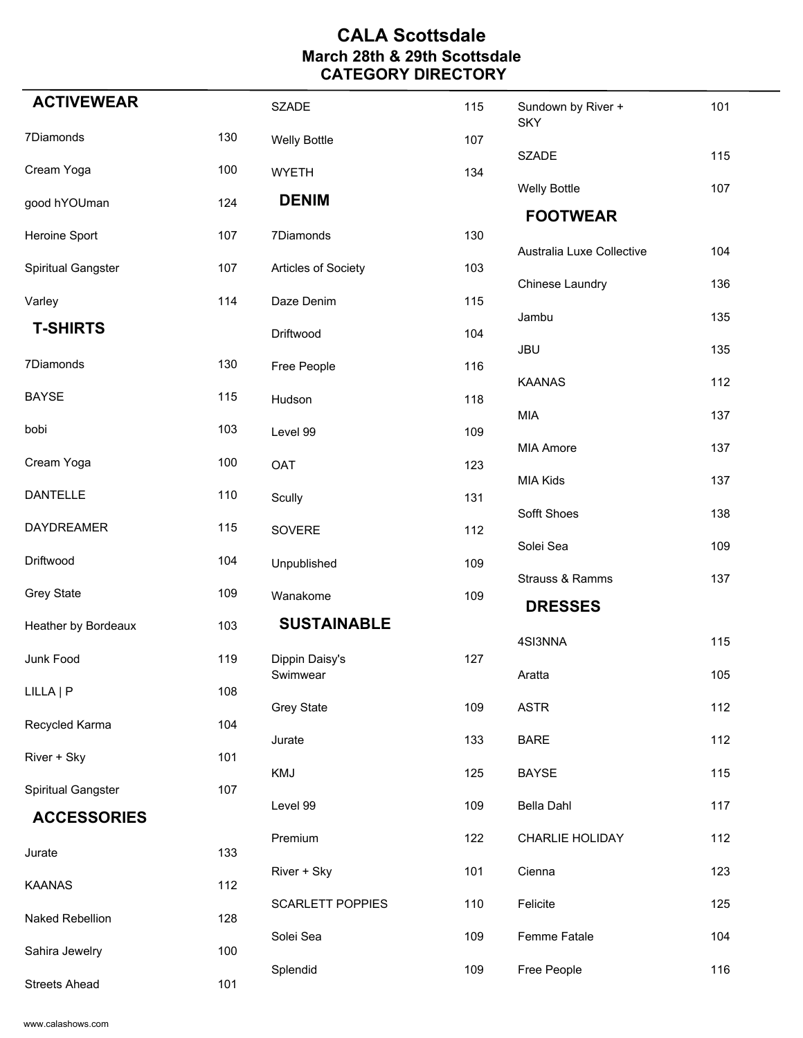# CALA Scottsdale

## March 28th & 29th Scottsdale

## CATEGORY DIRECTORY

### ACTIVEWEAR

| | |
|---|---|
| 7Diamonds | 130 |
| Cream Yoga | 100 |
| good hYOUman | 124 |
| Heroine Sport | 107 |
| Spiritual Gangster | 107 |
| Varley | 114 |

### T-SHIRTS

| | |
|---|---|
| 7Diamonds | 130 |
| BAYSE | 115 |
| bobi | 103 |
| Cream Yoga | 100 |
| DANTELLE | 110 |
| DAYDREAMER | 115 |
| Driftwood | 104 |
| Grey State | 109 |
| Heather by Bordeaux | 103 |
| Junk Food | 119 |
| LILLA \| P | 108 |
| Recycled Karma | 104 |
| River + Sky | 101 |
| Spiritual Gangster | 107 |

### ACCESSORIES

| | |
|---|---|
| Jurate | 133 |
| KAANAS | 112 |
| Naked Rebellion | 128 |
| Sahira Jewelry | 100 |
| Streets Ahead | 101 |
| SZADE | 115 |
| Welly Bottle | 107 |
| WYETH | 134 |

### DENIM

| | |
|---|---|
| 7Diamonds | 130 |
| Articles of Society | 103 |
| Daze Denim | 115 |
| Driftwood | 104 |
| Free People | 116 |
| Hudson | 118 |
| Level 99 | 109 |
| OAT | 123 |
| Scully | 131 |
| SOVERE | 112 |
| Unpublished | 109 |
| Wanakome | 109 |

### SUSTAINABLE

| | |
|---|---|
| Dippin Daisy's Swimwear | 127 |
| Grey State | 109 |
| Jurate | 133 |
| KMJ | 125 |
| Level 99 | 109 |
| Premium | 122 |
| River + Sky | 101 |
| SCARLETT POPPIES | 110 |
| Solei Sea | 109 |
| Splendid | 109 |
| Sundown by River + SKY | 101 |
| SZADE | 115 |
| Welly Bottle | 107 |

### FOOTWEAR

| | |
|---|---|
| Australia Luxe Collective | 104 |
| Chinese Laundry | 136 |
| Jambu | 135 |
| JBU | 135 |
| KAANAS | 112 |
| MIA | 137 |
| MIA Amore | 137 |
| MIA Kids | 137 |
| Sofft Shoes | 138 |
| Solei Sea | 109 |
| Strauss & Ramms | 137 |

### DRESSES

| | |
|---|---|
| 4SI3NNA | 115 |
| Aratta | 105 |
| ASTR | 112 |
| BARE | 112 |
| BAYSE | 115 |
| Bella Dahl | 117 |
| CHARLIE HOLIDAY | 112 |
| Cienna | 123 |
| Felicite | 125 |
| Femme Fatale | 104 |
| Free People | 116 |

www.calashows.com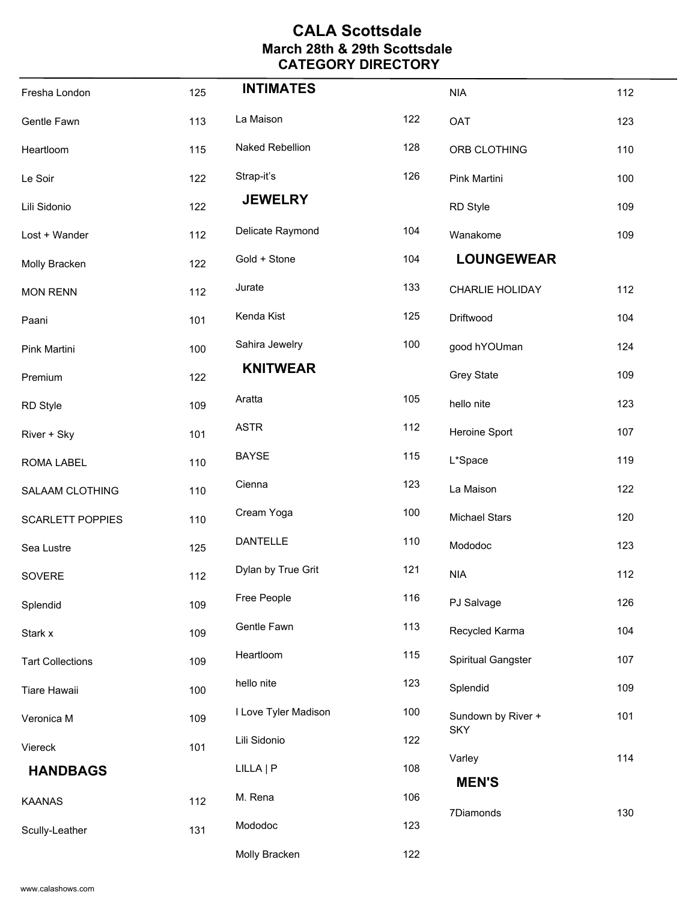# CALA Scottsdale

## March 28th & 29th Scottsdale

## CATEGORY DIRECTORY

| | |
|---|---|
| Fresha London | 125 |
| Gentle Fawn | 113 |
| Heartloom | 115 |
| Le Soir | 122 |
| Lili Sidonio | 122 |
| Lost + Wander | 112 |
| Molly Bracken | 122 |
| MON RENN | 112 |
| Paani | 101 |
| Pink Martini | 100 |
| Premium | 122 |
| RD Style | 109 |
| River + Sky | 101 |
| ROMA LABEL | 110 |
| SALAAM CLOTHING | 110 |
| SCARLETT POPPIES | 110 |
| Sea Lustre | 125 |
| SOVERE | 112 |
| Splendid | 109 |
| Stark x | 109 |
| Tart Collections | 109 |
| Tiare Hawaii | 100 |
| Veronica M | 109 |
| Viereck | 101 |

### HANDBAGS

| | |
|---|---|
| KAANAS | 112 |
| Scully-Leather | 131 |

### INTIMATES

| | |
|---|---|
| La Maison | 122 |
| Naked Rebellion | 128 |
| Strap-it's | 126 |

### JEWELRY

| | |
|---|---|
| Delicate Raymond | 104 |
| Gold + Stone | 104 |
| Jurate | 133 |
| Kenda Kist | 125 |
| Sahira Jewelry | 100 |

### KNITWEAR

| | |
|---|---|
| Aratta | 105 |
| ASTR | 112 |
| BAYSE | 115 |
| Cienna | 123 |
| Cream Yoga | 100 |
| DANTELLE | 110 |
| Dylan by True Grit | 121 |
| Free People | 116 |
| Gentle Fawn | 113 |
| Heartloom | 115 |
| hello nite | 123 |
| I Love Tyler Madison | 100 |
| Lili Sidonio | 122 |
| LILLA \| P | 108 |
| M. Rena | 106 |
| Mododoc | 123 |
| Molly Bracken | 122 |
| NIA | 112 |
| OAT | 123 |
| ORB CLOTHING | 110 |
| Pink Martini | 100 |
| RD Style | 109 |
| Wanakome | 109 |

### LOUNGEWEAR

| | |
|---|---|
| CHARLIE HOLIDAY | 112 |
| Driftwood | 104 |
| good hYOUman | 124 |
| Grey State | 109 |
| hello nite | 123 |
| Heroine Sport | 107 |
| L*Space | 119 |
| La Maison | 122 |
| Michael Stars | 120 |
| Mododoc | 123 |
| NIA | 112 |
| PJ Salvage | 126 |
| Recycled Karma | 104 |
| Spiritual Gangster | 107 |
| Splendid | 109 |
| Sundown by River + SKY | 101 |
| Varley | 114 |

### MEN'S

| | |
|---|---|
| 7Diamonds | 130 |

www.calashows.com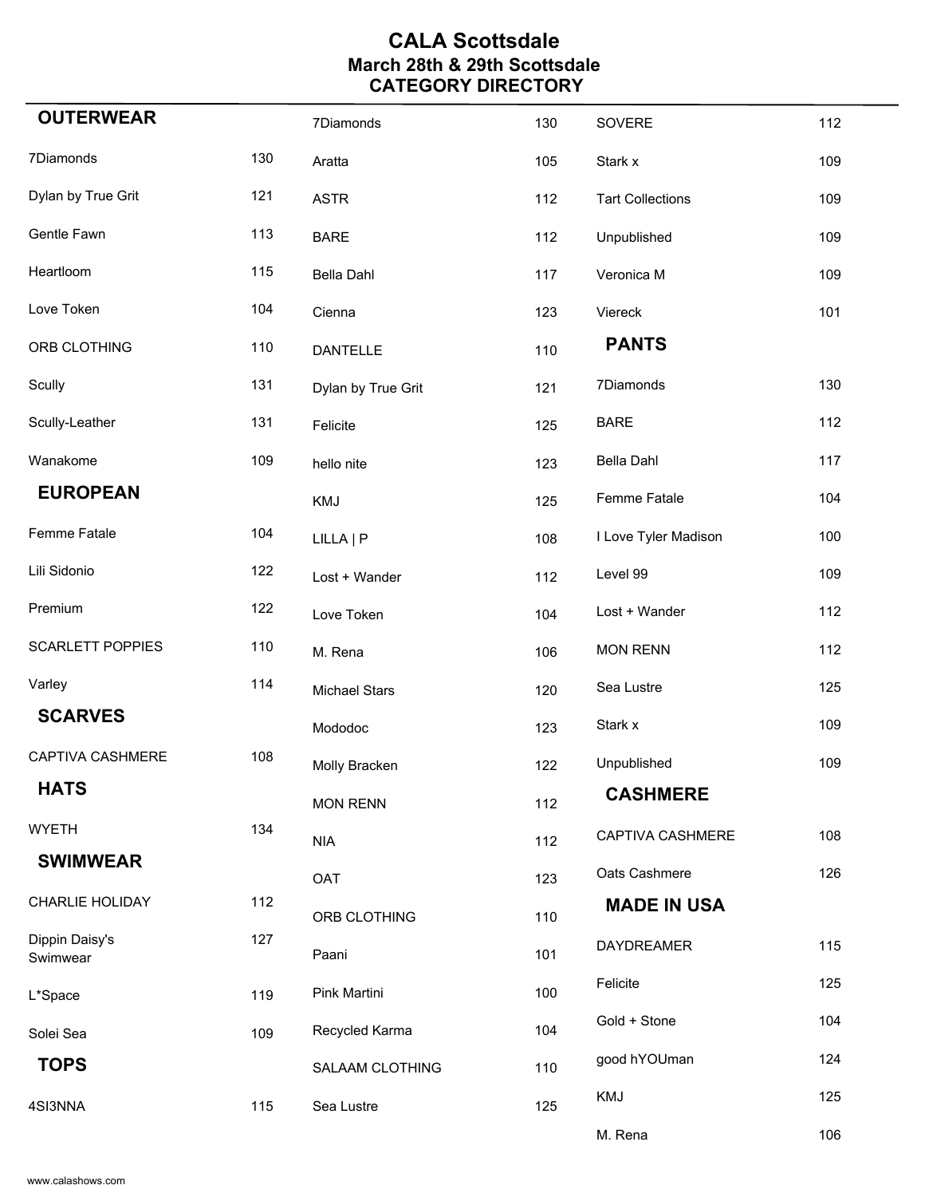# CALA Scottsdale

## March 28th & 29th Scottsdale

## CATEGORY DIRECTORY

### OUTERWEAR

| | |
|---|---|
| 7Diamonds | 130 |
| Dylan by True Grit | 121 |
| Gentle Fawn | 113 |
| Heartloom | 115 |
| Love Token | 104 |
| ORB CLOTHING | 110 |
| Scully | 131 |
| Scully-Leather | 131 |
| Wanakome | 109 |

### EUROPEAN

| | |
|---|---|
| Femme Fatale | 104 |
| Lili Sidonio | 122 |
| Premium | 122 |
| SCARLETT POPPIES | 110 |
| Varley | 114 |

### SCARVES

| | |
|---|---|
| CAPTIVA CASHMERE | 108 |

### HATS

| | |
|---|---|
| WYETH | 134 |

### SWIMWEAR

| | |
|---|---|
| CHARLIE HOLIDAY | 112 |
| Dippin Daisy's Swimwear | 127 |
| L*Space | 119 |
| Solei Sea | 109 |

### TOPS

| | |
|---|---|
| 4SI3NNA | 115 |
| 7Diamonds | 130 |
| Aratta | 105 |
| ASTR | 112 |
| BARE | 112 |
| Bella Dahl | 117 |
| Cienna | 123 |
| DANTELLE | 110 |
| Dylan by True Grit | 121 |
| Felicite | 125 |
| hello nite | 123 |
| KMJ | 125 |
| LILLA \| P | 108 |
| Lost + Wander | 112 |
| Love Token | 104 |
| M. Rena | 106 |
| Michael Stars | 120 |
| Mododoc | 123 |
| Molly Bracken | 122 |
| MON RENN | 112 |
| NIA | 112 |
| OAT | 123 |
| ORB CLOTHING | 110 |
| Paani | 101 |
| Pink Martini | 100 |
| Recycled Karma | 104 |
| SALAAM CLOTHING | 110 |
| Sea Lustre | 125 |
| SOVERE | 112 |
| Stark x | 109 |
| Tart Collections | 109 |
| Unpublished | 109 |
| Veronica M | 109 |
| Viereck | 101 |

### PANTS

| | |
|---|---|
| 7Diamonds | 130 |
| BARE | 112 |
| Bella Dahl | 117 |
| Femme Fatale | 104 |
| I Love Tyler Madison | 100 |
| Level 99 | 109 |
| Lost + Wander | 112 |
| MON RENN | 112 |
| Sea Lustre | 125 |
| Stark x | 109 |
| Unpublished | 109 |

### CASHMERE

| | |
|---|---|
| CAPTIVA CASHMERE | 108 |
| Oats Cashmere | 126 |

### MADE IN USA

| | |
|---|---|
| DAYDREAMER | 115 |
| Felicite | 125 |
| Gold + Stone | 104 |
| good hYOUman | 124 |
| KMJ | 125 |
| M. Rena | 106 |

www.calashows.com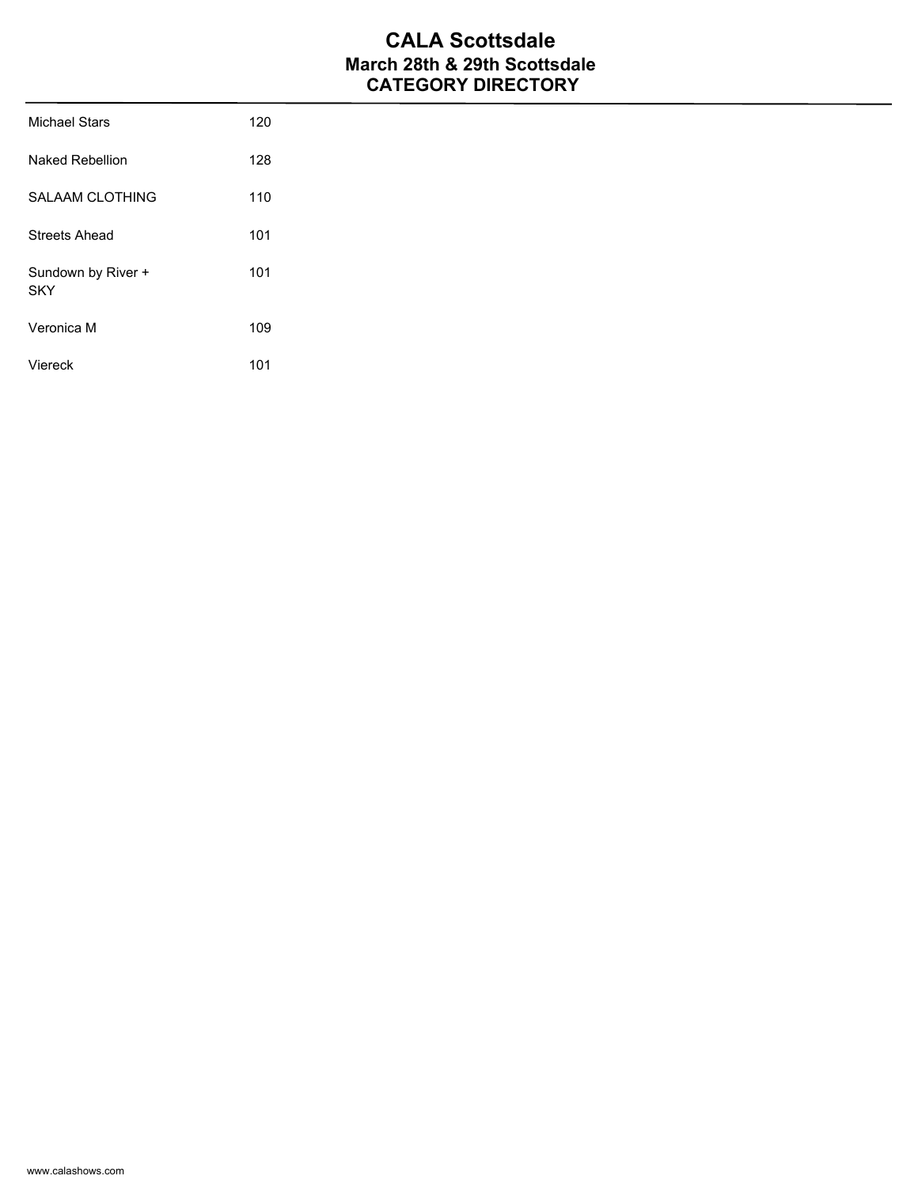# CALA Scottsdale
## March 28th & 29th Scottsdale
## CATEGORY DIRECTORY

| | |
|---|---|
| Michael Stars | 120 |
| Naked Rebellion | 128 |
| SALAAM CLOTHING | 110 |
| Streets Ahead | 101 |
| Sundown by River + SKY | 101 |
| Veronica M | 109 |
| Viereck | 101 |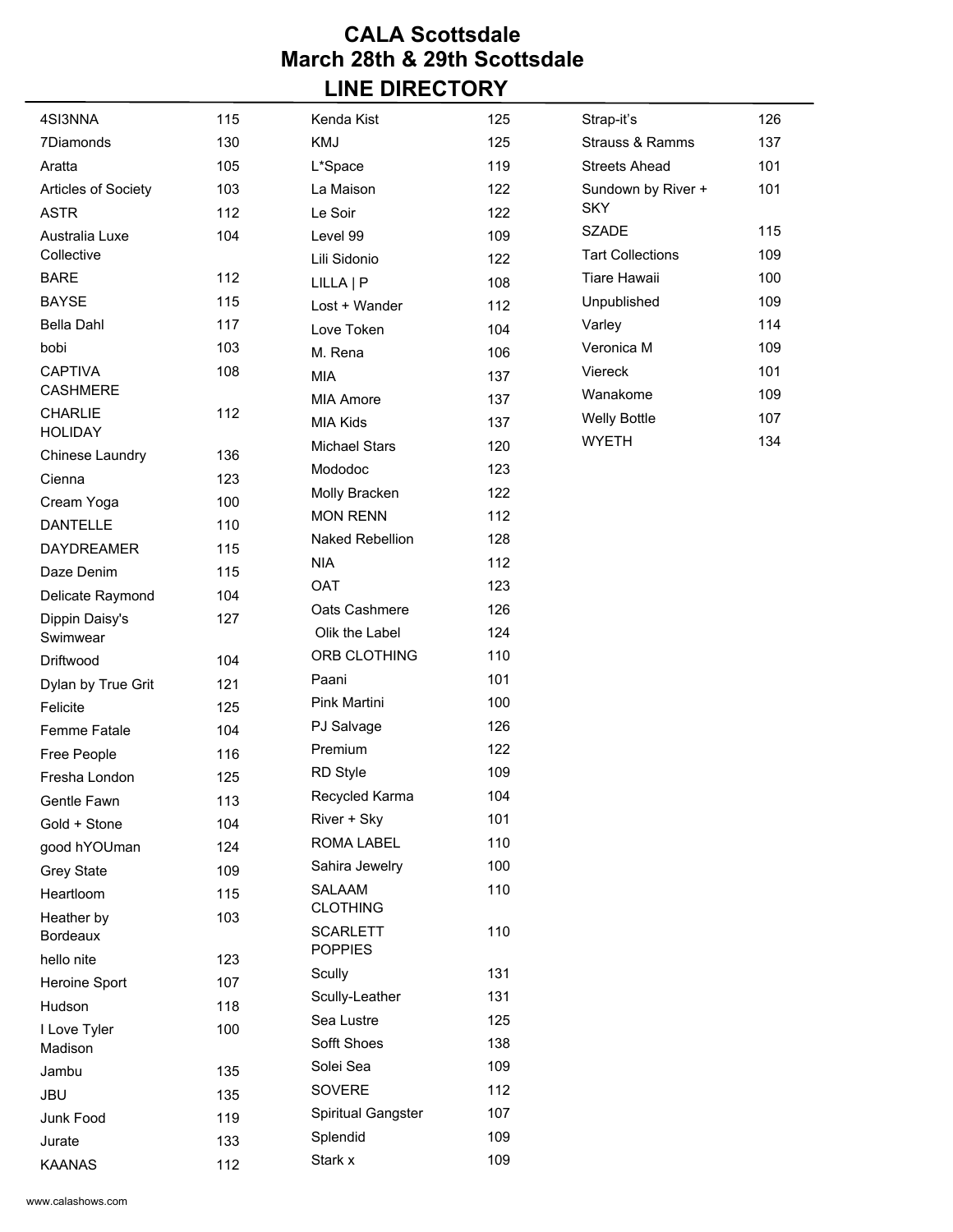# CALA Scottsdale
## March 28th & 29th Scottsdale
## LINE DIRECTORY

| | |
|---|---|
| 4SI3NNA | 115 |
| 7Diamonds | 130 |
| Aratta | 105 |
| Articles of Society | 103 |
| ASTR | 112 |
| Australia Luxe Collective | 104 |
| BARE | 112 |
| BAYSE | 115 |
| Bella Dahl | 117 |
| bobi | 103 |
| CAPTIVA CASHMERE | 108 |
| CHARLIE HOLIDAY | 112 |
| Chinese Laundry | 136 |
| Cienna | 123 |
| Cream Yoga | 100 |
| DANTELLE | 110 |
| DAYDREAMER | 115 |
| Daze Denim | 115 |
| Delicate Raymond | 104 |
| Dippin Daisy's Swimwear | 127 |
| Driftwood | 104 |
| Dylan by True Grit | 121 |
| Felicite | 125 |
| Femme Fatale | 104 |
| Free People | 116 |
| Fresha London | 125 |
| Gentle Fawn | 113 |
| Gold + Stone | 104 |
| good hYOUman | 124 |
| Grey State | 109 |
| Heartloom | 115 |
| Heather by Bordeaux | 103 |
| hello nite | 123 |
| Heroine Sport | 107 |
| Hudson | 118 |
| I Love Tyler Madison | 100 |
| Jambu | 135 |
| JBU | 135 |
| Junk Food | 119 |
| Jurate | 133 |
| KAANAS | 112 |
| Kenda Kist | 125 |
| KMJ | 125 |
| L*Space | 119 |
| La Maison | 122 |
| Le Soir | 122 |
| Level 99 | 109 |
| Lili Sidonio | 122 |
| LILLA \| P | 108 |
| Lost + Wander | 112 |
| Love Token | 104 |
| M. Rena | 106 |
| MIA | 137 |
| MIA Amore | 137 |
| MIA Kids | 137 |
| Michael Stars | 120 |
| Mododoc | 123 |
| Molly Bracken | 122 |
| MON RENN | 112 |
| Naked Rebellion | 128 |
| NIA | 112 |
| OAT | 123 |
| Oats Cashmere | 126 |
| Olik the Label | 124 |
| ORB CLOTHING | 110 |
| Paani | 101 |
| Pink Martini | 100 |
| PJ Salvage | 126 |
| Premium | 122 |
| RD Style | 109 |
| Recycled Karma | 104 |
| River + Sky | 101 |
| ROMA LABEL | 110 |
| Sahira Jewelry | 100 |
| SALAAM CLOTHING | 110 |
| SCARLETT POPPIES | 110 |
| Scully | 131 |
| Scully-Leather | 131 |
| Sea Lustre | 125 |
| Sofft Shoes | 138 |
| Solei Sea | 109 |
| SOVERE | 112 |
| Spiritual Gangster | 107 |
| Splendid | 109 |
| Stark x | 109 |
| Strap-it's | 126 |
| Strauss & Ramms | 137 |
| Streets Ahead | 101 |
| Sundown by River + SKY | 101 |
| SZADE | 115 |
| Tart Collections | 109 |
| Tiare Hawaii | 100 |
| Unpublished | 109 |
| Varley | 114 |
| Veronica M | 109 |
| Viereck | 101 |
| Wanakome | 109 |
| Welly Bottle | 107 |
| WYETH | 134 |

www.calashows.com